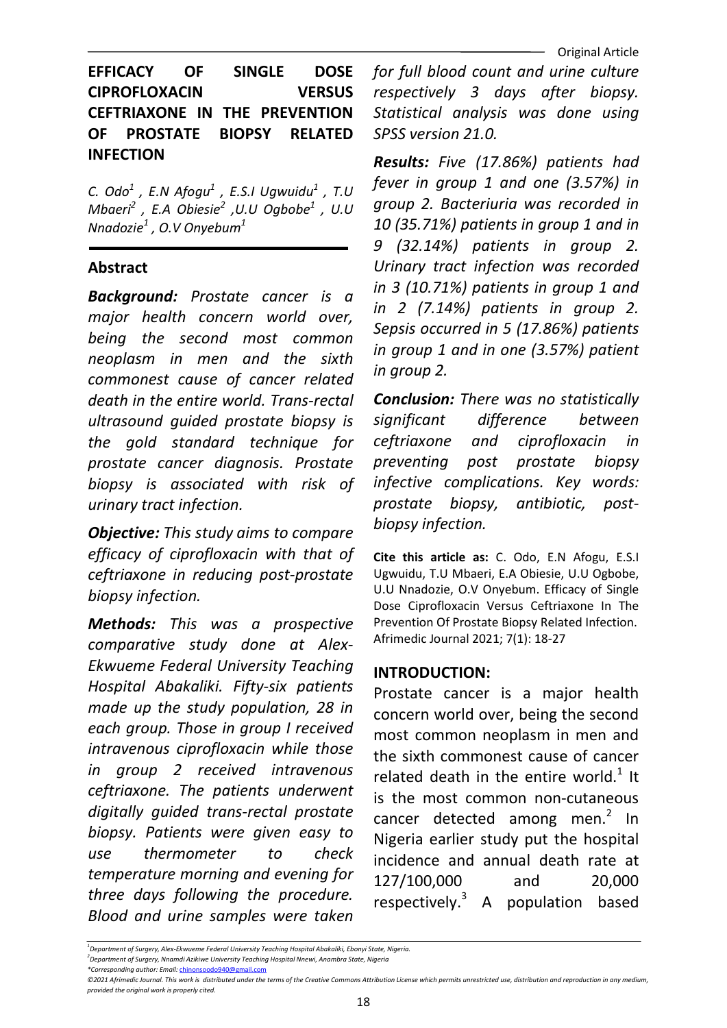Original Article

# EFFICACY OF SINGLE DOSE CIPROFLOXACIN VERSUS CEFTRIAXONE IN THE PREVENTION OF PROSTATE BIOPSY RELATED INFECTION

*C. Odo[1] , E.N Afogu[1] , E.S.I Ugwuidu[1] , T.U Mbaeri[2] , E.A Obiesie[2] ,U.U Ogbobe[1] , U.U Nnadozie[1] , O.V Onyebum[1]*

## Abstract

***Background:*** *Prostate cancer is a major health concern world over, being the second most common neoplasm in men and the sixth commonest cause of cancer related death in the entire world. Trans-rectal ultrasound guided prostate biopsy is the gold standard technique for prostate cancer diagnosis. Prostate biopsy is associated with risk of urinary tract infection.*

***Objective:*** *This study aims to compare efficacy of ciprofloxacin with that of ceftriaxone in reducing post-prostate biopsy infection.*

***Methods:*** *This was a prospective comparative study done at Alex-Ekwueme Federal University Teaching Hospital Abakaliki. Fifty-six patients made up the study population, 28 in each group. Those in group I received intravenous ciprofloxacin while those in group 2 received intravenous ceftriaxone. The patients underwent digitally guided trans-rectal prostate biopsy. Patients were given easy to use thermometer to check temperature morning and evening for three days following the procedure. Blood and urine samples were taken for full blood count and urine culture respectively 3 days after biopsy. Statistical analysis was done using SPSS version 21.0.*

***Results:*** *Five (17.86%) patients had fever in group 1 and one (3.57%) in group 2. Bacteriuria was recorded in 10 (35.71%) patients in group 1 and in 9 (32.14%) patients in group 2. Urinary tract infection was recorded in 3 (10.71%) patients in group 1 and in 2 (7.14%) patients in group 2. Sepsis occurred in 5 (17.86%) patients in group 1 and in one (3.57%) patient in group 2.*

***Conclusion:*** *There was no statistically significant difference between ceftriaxone and ciprofloxacin in preventing post prostate biopsy infective complications. Key words: prostate biopsy, antibiotic, post-biopsy infection.*

**Cite this article as:** C. Odo, E.N Afogu, E.S.I Ugwuidu, T.U Mbaeri, E.A Obiesie, U.U Ogbobe, U.U Nnadozie, O.V Onyebum. Efficacy of Single Dose Ciprofloxacin Versus Ceftriaxone In The Prevention Of Prostate Biopsy Related Infection. Afrimedic Journal 2021; 7(1): 18-27

## INTRODUCTION:

Prostate cancer is a major health concern world over, being the second most common neoplasm in men and the sixth commonest cause of cancer related death in the entire world.[1] It is the most common non-cutaneous cancer detected among men.[2] In Nigeria earlier study put the hospital incidence and annual death rate at 127/100,000 and 20,000 respectively.[3] A population based

[1]Department of Surgery, Alex-Ekwueme Federal University Teaching Hospital Abakaliki, Ebonyi State, Nigeria.
[2]Department of Surgery, Nnamdi Azikiwe University Teaching Hospital Nnewi, Anambra State, Nigeria
*Corresponding author: Email: chinonsoodo940@gmail.com
©2021 Afrimedic Journal. This work is distributed under the terms of the Creative Commons Attribution License which permits unrestricted use, distribution and reproduction in any medium, provided the original work is properly cited.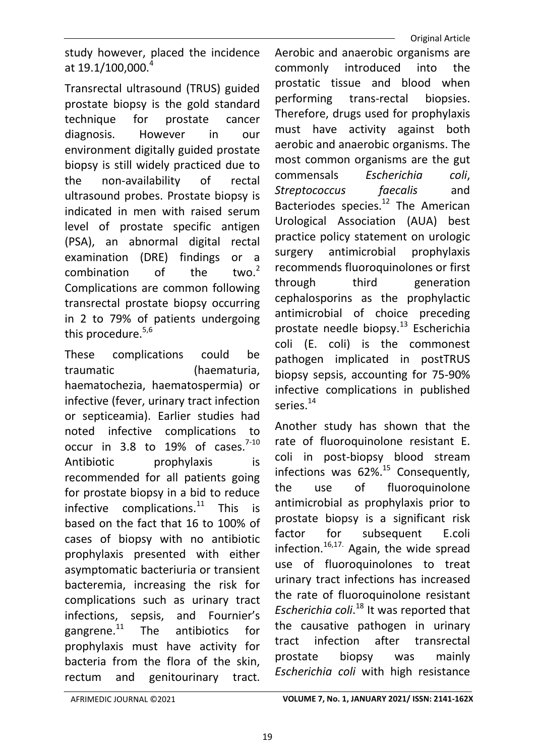study however, placed the incidence at 19.1/100,000.[4]

Transrectal ultrasound (TRUS) guided prostate biopsy is the gold standard technique for prostate cancer diagnosis. However in our environment digitally guided prostate biopsy is still widely practiced due to the non-availability of rectal ultrasound probes. Prostate biopsy is indicated in men with raised serum level of prostate specific antigen (PSA), an abnormal digital rectal examination (DRE) findings or a combination of the two.[2] Complications are common following transrectal prostate biopsy occurring in 2 to 79% of patients undergoing this procedure.[5,6]

These complications could be traumatic (haematuria, haematochezia, haematospermia) or infective (fever, urinary tract infection or septiceamia). Earlier studies had noted infective complications to occur in 3.8 to 19% of cases.[7-10] Antibiotic prophylaxis is recommended for all patients going for prostate biopsy in a bid to reduce infective complications.[11] This is based on the fact that 16 to 100% of cases of biopsy with no antibiotic prophylaxis presented with either asymptomatic bacteriuria or transient bacteremia, increasing the risk for complications such as urinary tract infections, sepsis, and Fournier's gangrene.[11] The antibiotics for prophylaxis must have activity for bacteria from the flora of the skin, rectum and genitourinary tract. Aerobic and anaerobic organisms are commonly introduced into the prostatic tissue and blood when performing trans-rectal biopsies. Therefore, drugs used for prophylaxis must have activity against both aerobic and anaerobic organisms. The most common organisms are the gut commensals *Escherichia coli*, *Streptococcus faecalis* and Bacteriodes species.[12] The American Urological Association (AUA) best practice policy statement on urologic surgery antimicrobial prophylaxis recommends fluoroquinolones or first through third generation cephalosporins as the prophylactic antimicrobial of choice preceding prostate needle biopsy.[13] Escherichia coli (E. coli) is the commonest pathogen implicated in postTRUS biopsy sepsis, accounting for 75-90% infective complications in published series.[14]

Another study has shown that the rate of fluoroquinolone resistant E. coli in post-biopsy blood stream infections was 62%.[15] Consequently, the use of fluoroquinolone antimicrobial as prophylaxis prior to prostate biopsy is a significant risk factor for subsequent E.coli infection.[16,17] Again, the wide spread use of fluoroquinolones to treat urinary tract infections has increased the rate of fluoroquinolone resistant *Escherichia coli*.[18] It was reported that the causative pathogen in urinary tract infection after transrectal prostate biopsy was mainly *Escherichia coli* with high resistance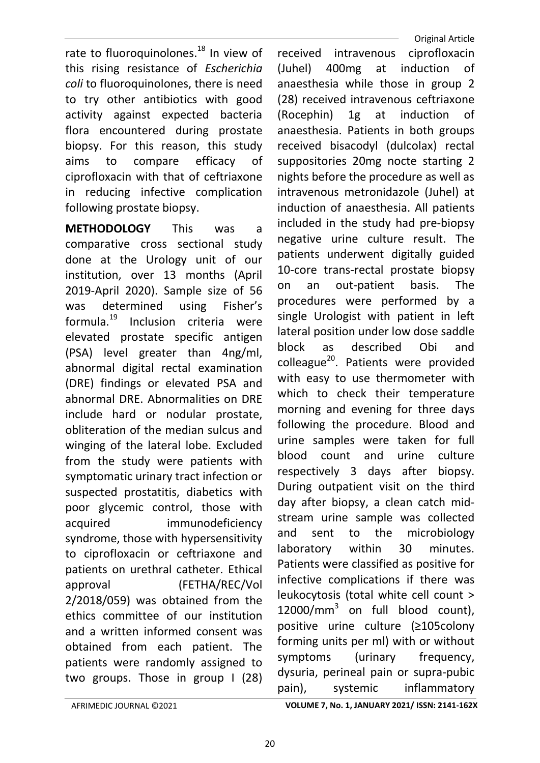rate to fluoroquinolones.[18] In view of this rising resistance of *Escherichia coli* to fluoroquinolones, there is need to try other antibiotics with good activity against expected bacteria flora encountered during prostate biopsy. For this reason, this study aims to compare efficacy of ciprofloxacin with that of ceftriaxone in reducing infective complication following prostate biopsy.

**METHODOLOGY** This was a comparative cross sectional study done at the Urology unit of our institution, over 13 months (April 2019-April 2020). Sample size of 56 was determined using Fisher's formula.[19] Inclusion criteria were elevated prostate specific antigen (PSA) level greater than 4ng/ml, abnormal digital rectal examination (DRE) findings or elevated PSA and abnormal DRE. Abnormalities on DRE include hard or nodular prostate, obliteration of the median sulcus and winging of the lateral lobe. Excluded from the study were patients with symptomatic urinary tract infection or suspected prostatitis, diabetics with poor glycemic control, those with acquired immunodeficiency syndrome, those with hypersensitivity to ciprofloxacin or ceftriaxone and patients on urethral catheter. Ethical approval (FETHA/REC/Vol 2/2018/059) was obtained from the ethics committee of our institution and a written informed consent was obtained from each patient. The patients were randomly assigned to two groups. Those in group I (28) received intravenous ciprofloxacin (Juhel) 400mg at induction of anaesthesia while those in group 2 (28) received intravenous ceftriaxone (Rocephin) 1g at induction of anaesthesia. Patients in both groups received bisacodyl (dulcolax) rectal suppositories 20mg nocte starting 2 nights before the procedure as well as intravenous metronidazole (Juhel) at induction of anaesthesia. All patients included in the study had pre-biopsy negative urine culture result. The patients underwent digitally guided 10-core trans-rectal prostate biopsy on an out-patient basis. The procedures were performed by a single Urologist with patient in left lateral position under low dose saddle block as described Obi and colleague[20]. Patients were provided with easy to use thermometer with which to check their temperature morning and evening for three days following the procedure. Blood and urine samples were taken for full blood count and urine culture respectively 3 days after biopsy. During outpatient visit on the third day after biopsy, a clean catch mid-stream urine sample was collected and sent to the microbiology laboratory within 30 minutes. Patients were classified as positive for infective complications if there was leukocytosis (total white cell count > $12000/mm^3$ on full blood count), positive urine culture (≥105colony forming units per ml) with or without symptoms (urinary frequency, dysuria, perineal pain or supra-pubic pain), systemic inflammatory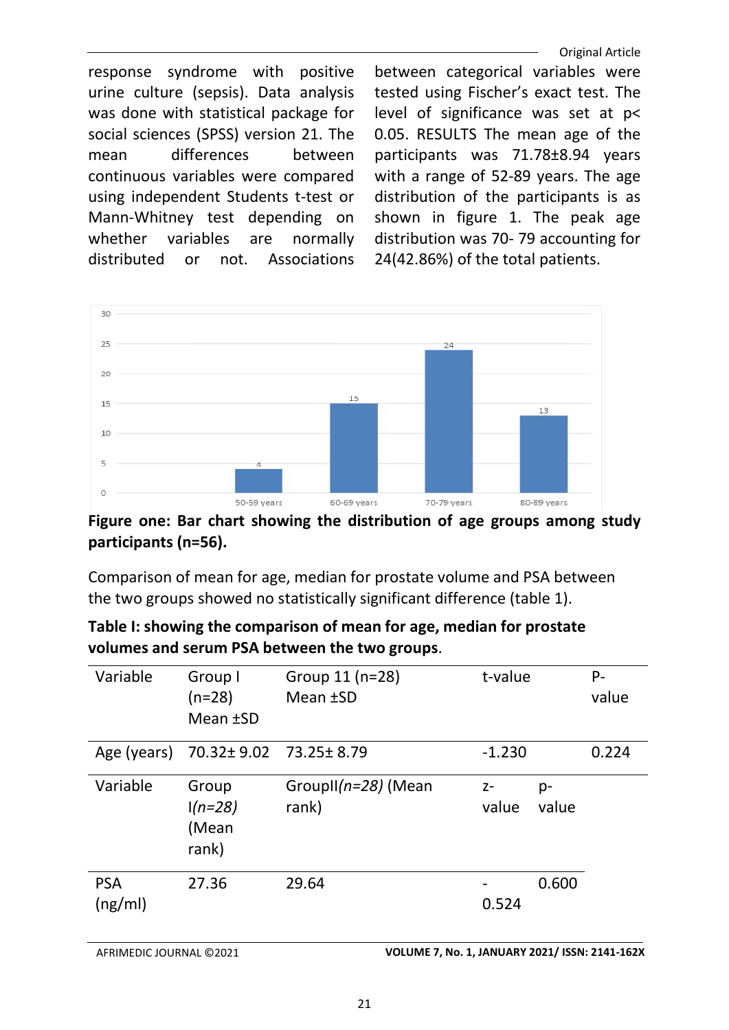response syndrome with positive urine culture (sepsis). Data analysis was done with statistical package for social sciences (SPSS) version 21. The mean differences between continuous variables were compared using independent Students t-test or Mann-Whitney test depending on whether variables are normally distributed or not. Associations between categorical variables were tested using Fischer's exact test. The level of significance was set at p< 0.05. RESULTS The mean age of the participants was 71.78±8.94 years with a range of 52-89 years. The age distribution of the participants is as shown in figure 1. The peak age distribution was 70- 79 accounting for 24(42.86%) of the total patients.

**Figure one: Bar chart showing the distribution of age groups among study participants (n=56).**

Comparison of mean for age, median for prostate volume and PSA between the two groups showed no statistically significant difference (table 1).

**Table I: showing the comparison of mean for age, median for prostate volumes and serum PSA between the two groups**.

| Variable | Group I (n=28) Mean ±SD | Group 11 (n=28) Mean ±SD | t-value | P-value |
|---|---|---|---|---|
| Age (years) | 70.32± 9.02 | 73.25± 8.79 | -1.230 | 0.224 |
| Variable | Group I*(n=28)* (Mean rank) | GroupII*(n=28)* (Mean rank) | z-value | p-value |
| PSA (ng/ml) | 27.36 | 29.64 | -0.524 | 0.600 |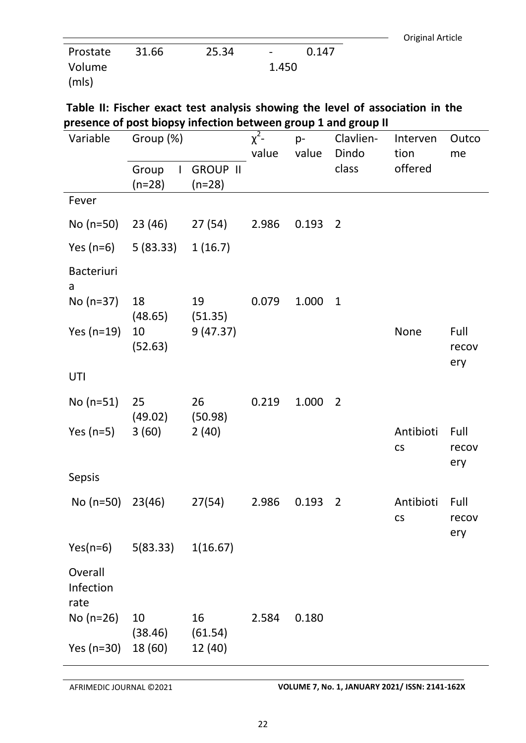| Prostate Volume (mls) | 31.66 | 25.34 | -1.450 | 0.147 |
|---|---|---|---|---|

**Table II: Fischer exact test analysis showing the level of association in the presence of post biopsy infection between group 1 and group II**

| Variable | Group (%) | | $\chi^2$-value | p-value | Clavlien-Dindo class | Intervention offered | Outcome |
|---|---|---|---|---|---|---|---|
| | Group I (n=28) | GROUP II (n=28) | | | | | |
| Fever | | | | | | | |
| No (n=50) | 23 (46) | 27 (54) | 2.986 | 0.193 | 2 | | |
| Yes (n=6) | 5 (83.33) | 1 (16.7) | | | | | |
| Bacteriuria | | | | | | | |
| No (n=37) | 18 (48.65) | 19 (51.35) | 0.079 | 1.000 | 1 | | |
| Yes (n=19) | 10 (52.63) | 9 (47.37) | | | | None | Full recovery |
| UTI | | | | | | | |
| No (n=51) | 25 (49.02) | 26 (50.98) | 0.219 | 1.000 | 2 | | |
| Yes (n=5) | 3 (60) | 2 (40) | | | | Antibiotics | Full recovery |
| Sepsis | | | | | | | |
| No (n=50) | 23(46) | 27(54) | 2.986 | 0.193 | 2 | Antibiotics | Full recovery |
| Yes(n=6) | 5(83.33) | 1(16.67) | | | | | |
| Overall Infection rate | | | | | | | |
| No (n=26) | 10 (38.46) | 16 (61.54) | 2.584 | 0.180 | | | |
| Yes (n=30) | 18 (60) | 12 (40) | | | | | |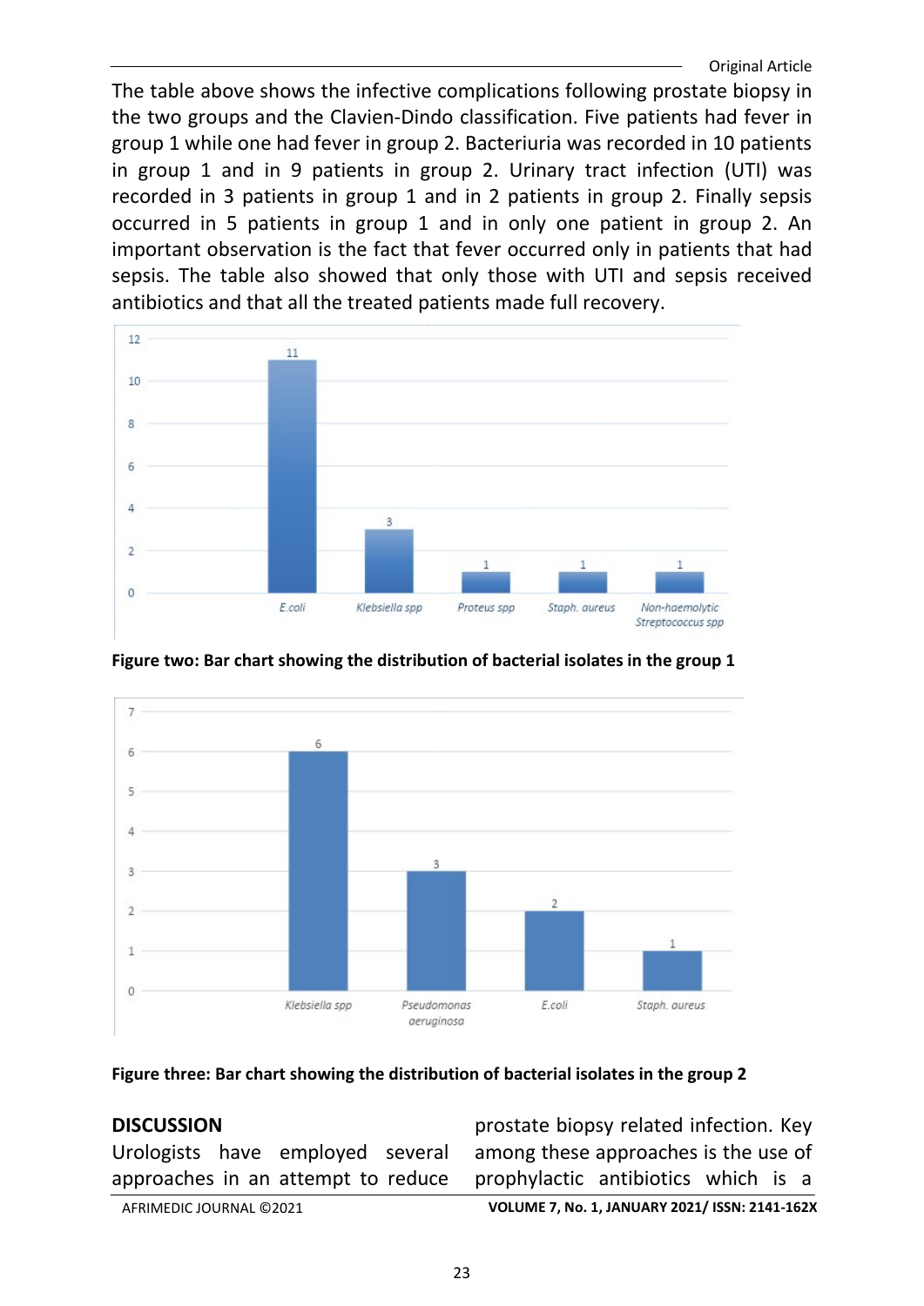The table above shows the infective complications following prostate biopsy in the two groups and the Clavien-Dindo classification. Five patients had fever in group 1 while one had fever in group 2. Bacteriuria was recorded in 10 patients in group 1 and in 9 patients in group 2. Urinary tract infection (UTI) was recorded in 3 patients in group 1 and in 2 patients in group 2. Finally sepsis occurred in 5 patients in group 1 and in only one patient in group 2. An important observation is the fact that fever occurred only in patients that had sepsis. The table also showed that only those with UTI and sepsis received antibiotics and that all the treated patients made full recovery.

**Figure two: Bar chart showing the distribution of bacterial isolates in the group 1**

**Figure three: Bar chart showing the distribution of bacterial isolates in the group 2**

## DISCUSSION

Urologists have employed several approaches in an attempt to reduce prostate biopsy related infection. Key among these approaches is the use of prophylactic antibiotics which is a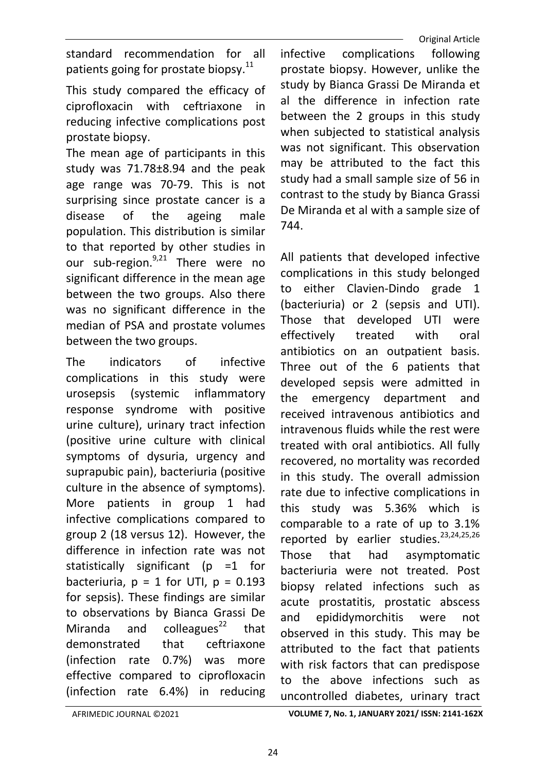standard recommendation for all patients going for prostate biopsy.[11]

This study compared the efficacy of ciprofloxacin with ceftriaxone in reducing infective complications post prostate biopsy.

The mean age of participants in this study was 71.78±8.94 and the peak age range was 70-79. This is not surprising since prostate cancer is a disease of the ageing male population. This distribution is similar to that reported by other studies in our sub-region.[9,21] There were no significant difference in the mean age between the two groups. Also there was no significant difference in the median of PSA and prostate volumes between the two groups.

The indicators of infective complications in this study were urosepsis (systemic inflammatory response syndrome with positive urine culture), urinary tract infection (positive urine culture with clinical symptoms of dysuria, urgency and suprapubic pain), bacteriuria (positive culture in the absence of symptoms). More patients in group 1 had infective complications compared to group 2 (18 versus 12). However, the difference in infection rate was not statistically significant ($p = 1$ for bacteriuria, $p = 1$ for UTI, $p = 0.193$ for sepsis). These findings are similar to observations by Bianca Grassi De Miranda and colleagues[22] that demonstrated that ceftriaxone (infection rate 0.7%) was more effective compared to ciprofloxacin (infection rate 6.4%) in reducing infective complications following prostate biopsy. However, unlike the study by Bianca Grassi De Miranda et al the difference in infection rate between the 2 groups in this study when subjected to statistical analysis was not significant. This observation may be attributed to the fact this study had a small sample size of 56 in contrast to the study by Bianca Grassi De Miranda et al with a sample size of 744.

All patients that developed infective complications in this study belonged to either Clavien-Dindo grade 1 (bacteriuria) or 2 (sepsis and UTI). Those that developed UTI were effectively treated with oral antibiotics on an outpatient basis. Three out of the 6 patients that developed sepsis were admitted in the emergency department and received intravenous antibiotics and intravenous fluids while the rest were treated with oral antibiotics. All fully recovered, no mortality was recorded in this study. The overall admission rate due to infective complications in this study was 5.36% which is comparable to a rate of up to 3.1% reported by earlier studies.[23,24,25,26] Those that had asymptomatic bacteriuria were not treated. Post biopsy related infections such as acute prostatitis, prostatic abscess and epididymorchitis were not observed in this study. This may be attributed to the fact that patients with risk factors that can predispose to the above infections such as uncontrolled diabetes, urinary tract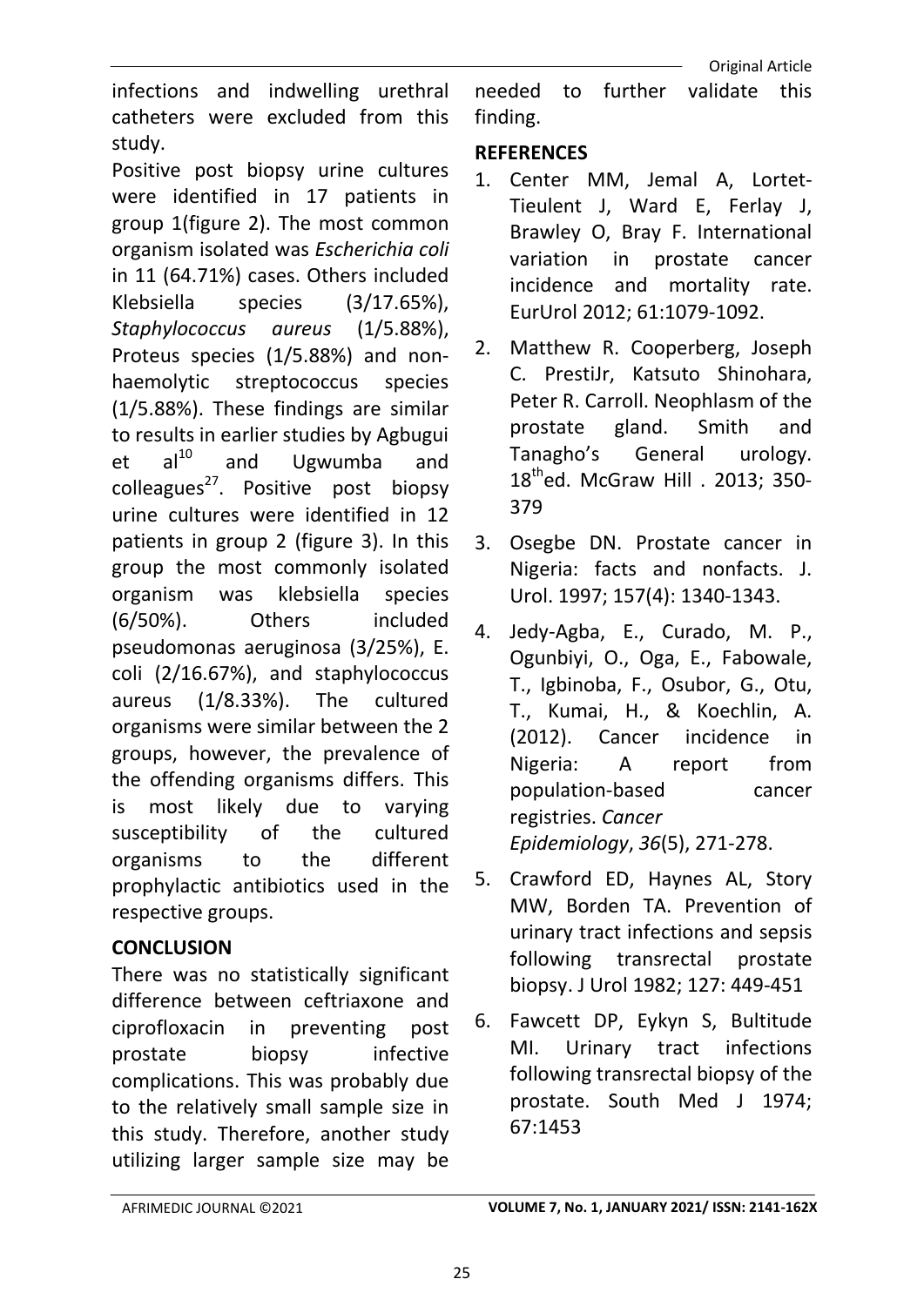infections and indwelling urethral catheters were excluded from this study.

Positive post biopsy urine cultures were identified in 17 patients in group 1(figure 2). The most common organism isolated was *Escherichia coli* in 11 (64.71%) cases. Others included Klebsiella species (3/17.65%), *Staphylococcus aureus* (1/5.88%), Proteus species (1/5.88%) and non-haemolytic streptococcus species (1/5.88%). These findings are similar to results in earlier studies by Agbugui et al[10] and Ugwumba and colleagues[27]. Positive post biopsy urine cultures were identified in 12 patients in group 2 (figure 3). In this group the most commonly isolated organism was klebsiella species (6/50%). Others included pseudomonas aeruginosa (3/25%), E. coli (2/16.67%), and staphylococcus aureus (1/8.33%). The cultured organisms were similar between the 2 groups, however, the prevalence of the offending organisms differs. This is most likely due to varying susceptibility of the cultured organisms to the different prophylactic antibiotics used in the respective groups.

## CONCLUSION

There was no statistically significant difference between ceftriaxone and ciprofloxacin in preventing post prostate biopsy infective complications. This was probably due to the relatively small sample size in this study. Therefore, another study utilizing larger sample size may be needed to further validate this finding.

## REFERENCES

1. Center MM, Jemal A, Lortet-Tieulent J, Ward E, Ferlay J, Brawley O, Bray F. International variation in prostate cancer incidence and mortality rate. EurUrol 2012; 61:1079-1092.
2. Matthew R. Cooperberg, Joseph C. PrestiJr, Katsuto Shinohara, Peter R. Carroll. Neophlasm of the prostate gland. Smith and Tanagho's General urology. 18th ed. McGraw Hill . 2013; 350-379
3. Osegbe DN. Prostate cancer in Nigeria: facts and nonfacts. J. Urol. 1997; 157(4): 1340-1343.
4. Jedy-Agba, E., Curado, M. P., Ogunbiyi, O., Oga, E., Fabowale, T., Igbinoba, F., Osubor, G., Otu, T., Kumai, H., & Koechlin, A. (2012). Cancer incidence in Nigeria: A report from population-based cancer registries. *Cancer Epidemiology*, *36*(5), 271-278.
5. Crawford ED, Haynes AL, Story MW, Borden TA. Prevention of urinary tract infections and sepsis following transrectal prostate biopsy. J Urol 1982; 127: 449-451
6. Fawcett DP, Eykyn S, Bultitude MI. Urinary tract infections following transrectal biopsy of the prostate. South Med J 1974; 67:1453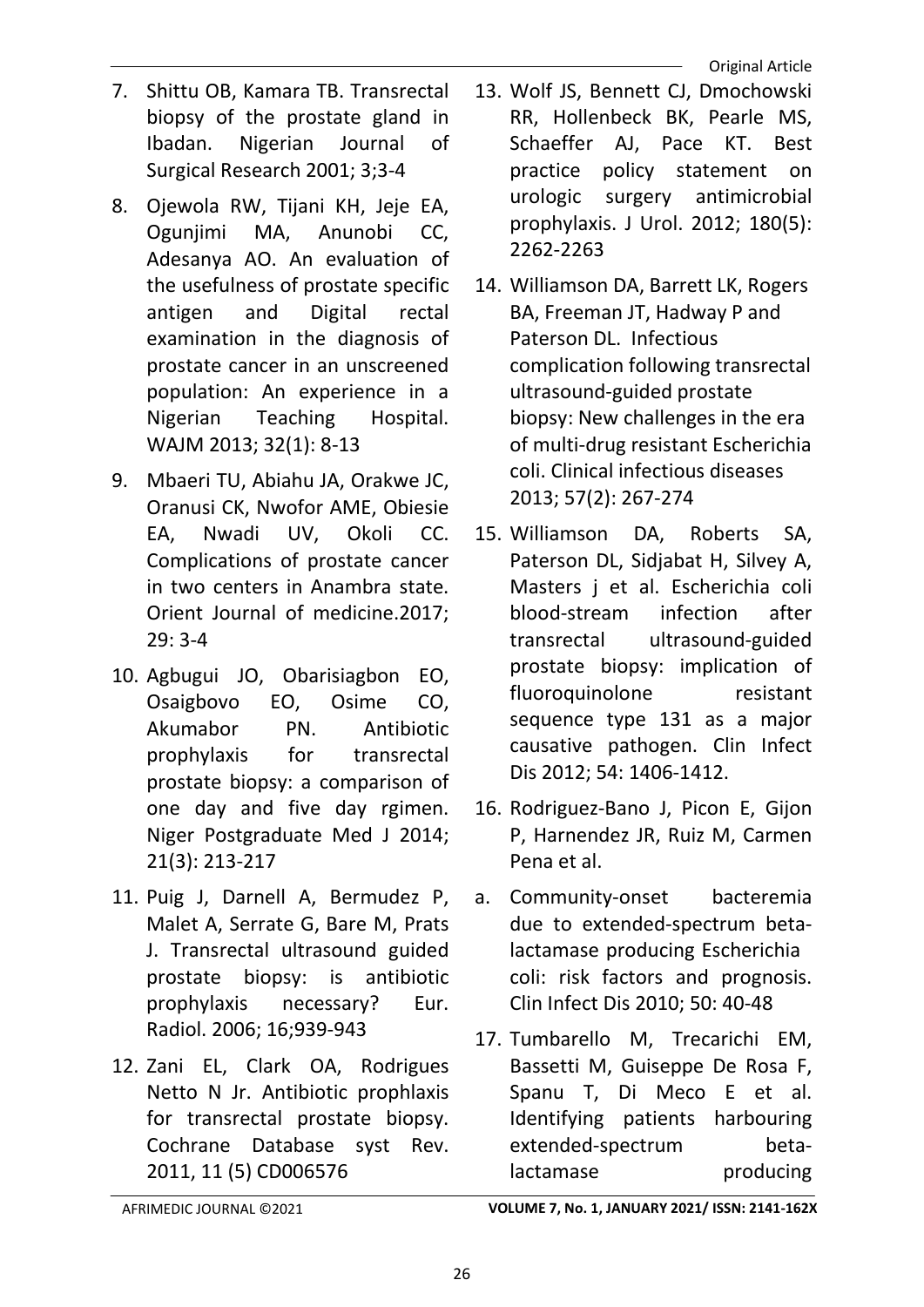7. Shittu OB, Kamara TB. Transrectal biopsy of the prostate gland in Ibadan. Nigerian Journal of Surgical Research 2001; 3;3-4
8. Ojewola RW, Tijani KH, Jeje EA, Ogunjimi MA, Anunobi CC, Adesanya AO. An evaluation of the usefulness of prostate specific antigen and Digital rectal examination in the diagnosis of prostate cancer in an unscreened population: An experience in a Nigerian Teaching Hospital. WAJM 2013; 32(1): 8-13
9. Mbaeri TU, Abiahu JA, Orakwe JC, Oranusi CK, Nwofor AME, Obiesie EA, Nwadi UV, Okoli CC. Complications of prostate cancer in two centers in Anambra state. Orient Journal of medicine.2017; 29: 3-4
10. Agbugui JO, Obarisiagbon EO, Osaigbovo EO, Osime CO, Akumabor PN. Antibiotic prophylaxis for transrectal prostate biopsy: a comparison of one day and five day rgimen. Niger Postgraduate Med J 2014; 21(3): 213-217
11. Puig J, Darnell A, Bermudez P, Malet A, Serrate G, Bare M, Prats J. Transrectal ultrasound guided prostate biopsy: is antibiotic prophylaxis necessary? Eur. Radiol. 2006; 16;939-943
12. Zani EL, Clark OA, Rodrigues Netto N Jr. Antibiotic prophlaxis for transrectal prostate biopsy. Cochrane Database syst Rev. 2011, 11 (5) CD006576
13. Wolf JS, Bennett CJ, Dmochowski RR, Hollenbeck BK, Pearle MS, Schaeffer AJ, Pace KT. Best practice policy statement on urologic surgery antimicrobial prophylaxis. J Urol. 2012; 180(5): 2262-2263
14. Williamson DA, Barrett LK, Rogers BA, Freeman JT, Hadway P and Paterson DL. Infectious complication following transrectal ultrasound-guided prostate biopsy: New challenges in the era of multi-drug resistant Escherichia coli. Clinical infectious diseases 2013; 57(2): 267-274
15. Williamson DA, Roberts SA, Paterson DL, Sidjabat H, Silvey A, Masters j et al. Escherichia coli blood-stream infection after transrectal ultrasound-guided prostate biopsy: implication of fluoroquinolone resistant sequence type 131 as a major causative pathogen. Clin Infect Dis 2012; 54: 1406-1412.
16. Rodriguez-Bano J, Picon E, Gijon P, Harnendez JR, Ruiz M, Carmen Pena et al.

a. Community-onset bacteremia due to extended-spectrum beta-lactamase producing Escherichia coli: risk factors and prognosis. Clin Infect Dis 2010; 50: 40-48

17. Tumbarello M, Trecarichi EM, Bassetti M, Guiseppe De Rosa F, Spanu T, Di Meco E et al. Identifying patients harbouring extended-spectrum beta-lactamase producing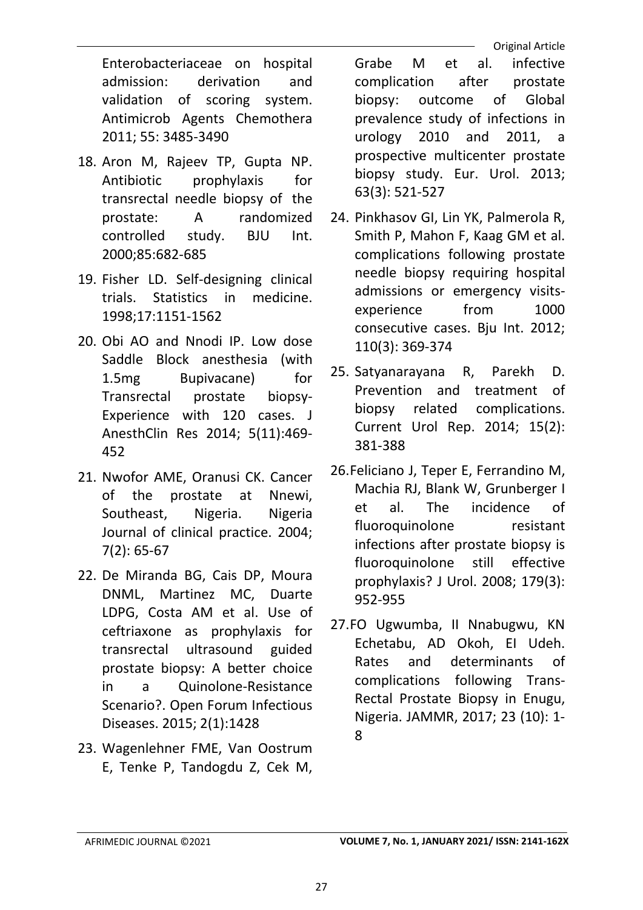Enterobacteriaceae on hospital admission: derivation and validation of scoring system. Antimicrob Agents Chemothera 2011; 55: 3485-3490

18. Aron M, Rajeev TP, Gupta NP. Antibiotic prophylaxis for transrectal needle biopsy of the prostate: A randomized controlled study. BJU Int. 2000;85:682-685
19. Fisher LD. Self-designing clinical trials. Statistics in medicine. 1998;17:1151-1562
20. Obi AO and Nnodi IP. Low dose Saddle Block anesthesia (with 1.5mg Bupivacane) for Transrectal prostate biopsy-Experience with 120 cases. J AnesthClin Res 2014; 5(11):469-452
21. Nwofor AME, Oranusi CK. Cancer of the prostate at Nnewi, Southeast, Nigeria. Nigeria Journal of clinical practice. 2004; 7(2): 65-67
22. De Miranda BG, Cais DP, Moura DNML, Martinez MC, Duarte LDPG, Costa AM et al. Use of ceftriaxone as prophylaxis for transrectal ultrasound guided prostate biopsy: A better choice in a Quinolone-Resistance Scenario?. Open Forum Infectious Diseases. 2015; 2(1):1428
23. Wagenlehner FME, Van Oostrum E, Tenke P, Tandogdu Z, Cek M, Grabe M et al. infective complication after prostate biopsy: outcome of Global prevalence study of infections in urology 2010 and 2011, a prospective multicenter prostate biopsy study. Eur. Urol. 2013; 63(3): 521-527
24. Pinkhasov GI, Lin YK, Palmerola R, Smith P, Mahon F, Kaag GM et al. complications following prostate needle biopsy requiring hospital admissions or emergency visits-experience from 1000 consecutive cases. Bju Int. 2012; 110(3): 369-374
25. Satyanarayana R, Parekh D. Prevention and treatment of biopsy related complications. Current Urol Rep. 2014; 15(2): 381-388
26. Feliciano J, Teper E, Ferrandino M, Machia RJ, Blank W, Grunberger I et al. The incidence of fluoroquinolone resistant infections after prostate biopsy is fluoroquinolone still effective prophylaxis? J Urol. 2008; 179(3): 952-955
27. FO Ugwumba, II Nnabugwu, KN Echetabu, AD Okoh, EI Udeh. Rates and determinants of complications following Trans-Rectal Prostate Biopsy in Enugu, Nigeria. JAMMR, 2017; 23 (10): 1-8